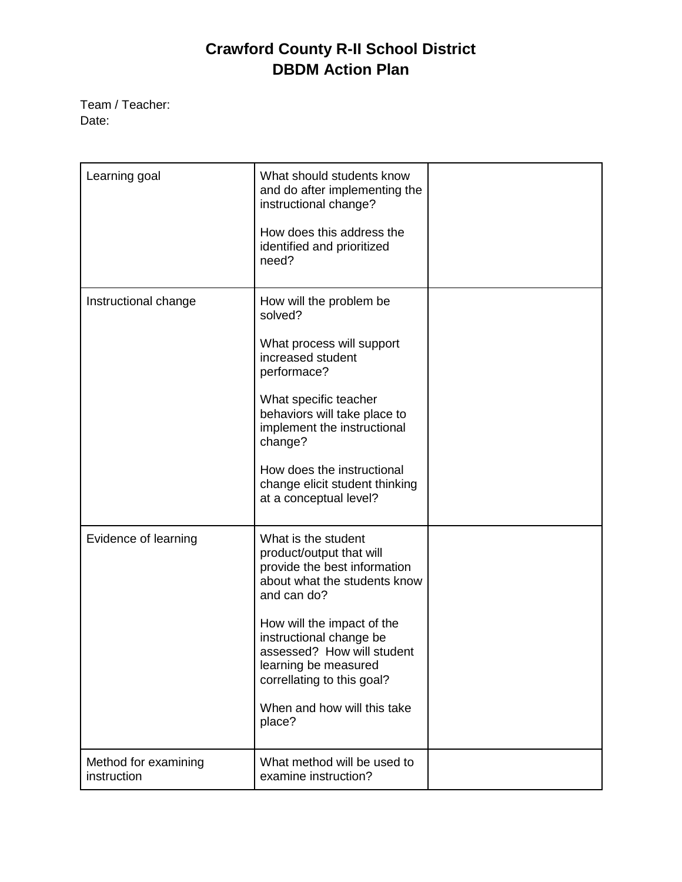# Crawford County R-II School District
## DBDM Action Plan

Team / Teacher:
Date:

| | | |
|---|---|---|
| Learning goal | What should students know and do after implementing the instructional change?<br><br>How does this address the identified and prioritized need? | |
| Instructional change | How will the problem be solved?<br><br>What process will support increased student performace?<br><br>What specific teacher behaviors will take place to implement the instructional change?<br><br>How does the instructional change elicit student thinking at a conceptual level? | |
| Evidence of learning | What is the student product/output that will provide the best information about what the students know and can do?<br><br>How will the impact of the instructional change be assessed? How will student learning be measured correllating to this goal?<br><br>When and how will this take place? | |
| Method for examining instruction | What method will be used to examine instruction? | |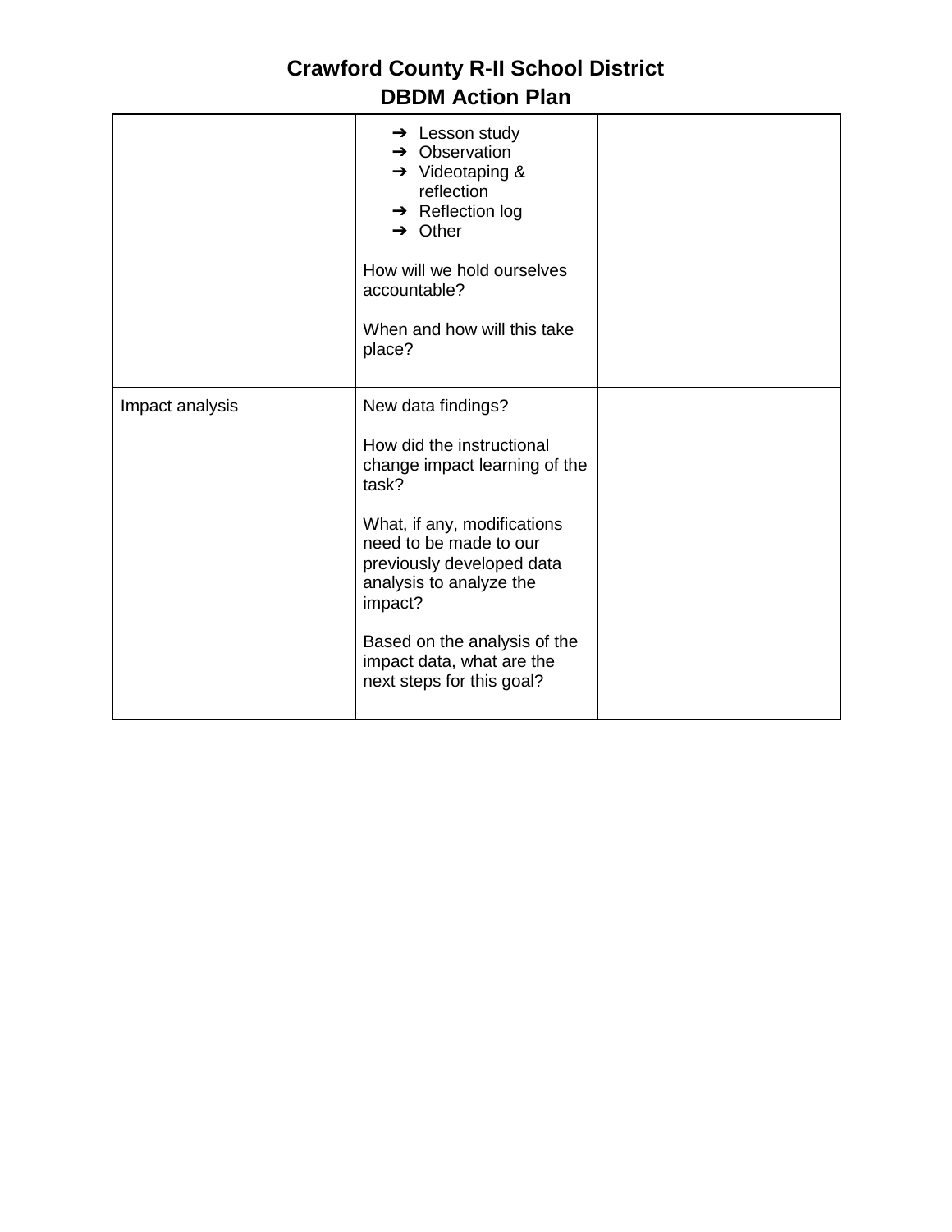# Crawford County R-II School District
## DBDM Action Plan

| | | |
|---|---|---|
| | ➔ Lesson study<br>➔ Observation<br>➔ Videotaping & reflection<br>➔ Reflection log<br>➔ Other<br><br>How will we hold ourselves accountable?<br><br>When and how will this take place? | |
| Impact analysis | New data findings?<br><br>How did the instructional change impact learning of the task?<br><br>What, if any, modifications need to be made to our previously developed data analysis to analyze the impact?<br><br>Based on the analysis of the impact data, what are the next steps for this goal? | |